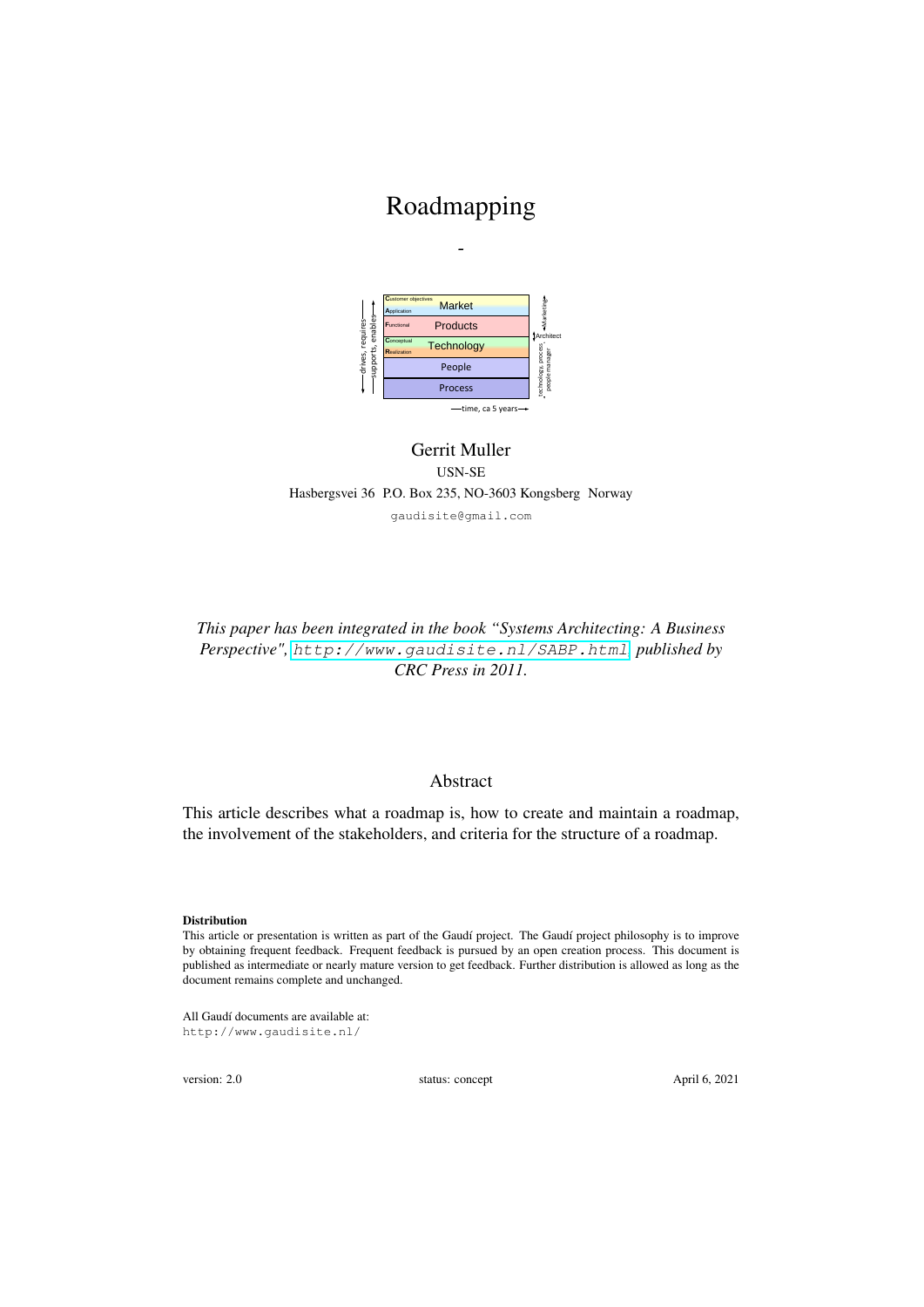# Roadmapping

-

Gerrit Muller

USN-SE

Hasbergsvei 36 P.O. Box 235, NO-3603 Kongsberg Norway

gaudisite@gmail.com

*This paper has been integrated in the book "Systems Architecting: A Business Perspective", http://www.gaudisite.nl/SABP.html published by CRC Press in 2011.*

## Abstract

This article describes what a roadmap is, how to create and maintain a roadmap, the involvement of the stakeholders, and criteria for the structure of a roadmap.

**Distribution**

This article or presentation is written as part of the Gaudí project. The Gaudí project philosophy is to improve by obtaining frequent feedback. Frequent feedback is pursued by an open creation process. This document is published as intermediate or nearly mature version to get feedback. Further distribution is allowed as long as the document remains complete and unchanged.

All Gaudí documents are available at:
http://www.gaudisite.nl/

version: 2.0 status: concept April 6, 2021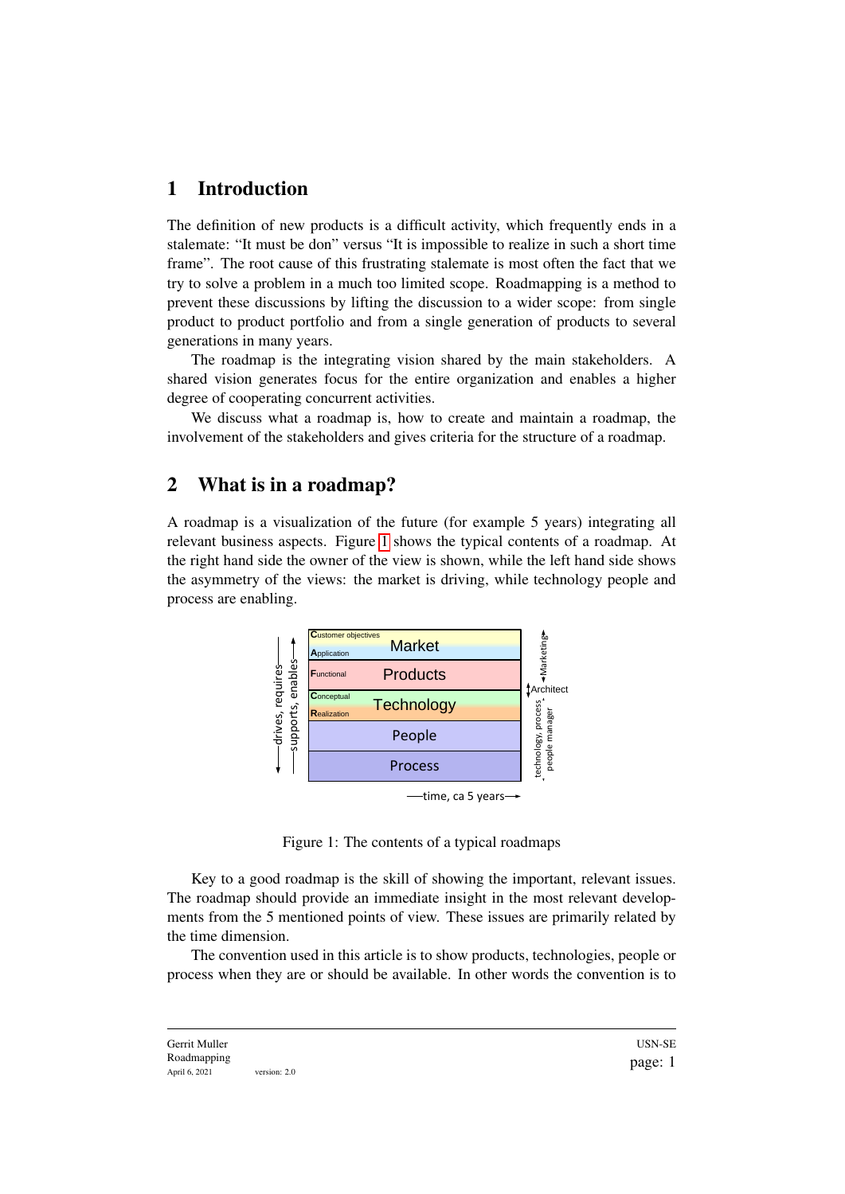# 1 Introduction

The definition of new products is a difficult activity, which frequently ends in a stalemate: "It must be don" versus "It is impossible to realize in such a short time frame". The root cause of this frustrating stalemate is most often the fact that we try to solve a problem in a much too limited scope. Roadmapping is a method to prevent these discussions by lifting the discussion to a wider scope: from single product to product portfolio and from a single generation of products to several generations in many years.

The roadmap is the integrating vision shared by the main stakeholders. A shared vision generates focus for the entire organization and enables a higher degree of cooperating concurrent activities.

We discuss what a roadmap is, how to create and maintain a roadmap, the involvement of the stakeholders and gives criteria for the structure of a roadmap.

# 2 What is in a roadmap?

A roadmap is a visualization of the future (for example 5 years) integrating all relevant business aspects. Figure 1 shows the typical contents of a roadmap. At the right hand side the owner of the view is shown, while the left hand side shows the asymmetry of the views: the market is driving, while technology people and process are enabling.

Figure 1: The contents of a typical roadmaps

Key to a good roadmap is the skill of showing the important, relevant issues. The roadmap should provide an immediate insight in the most relevant developments from the 5 mentioned points of view. These issues are primarily related by the time dimension.

The convention used in this article is to show products, technologies, people or process when they are or should be available. In other words the convention is to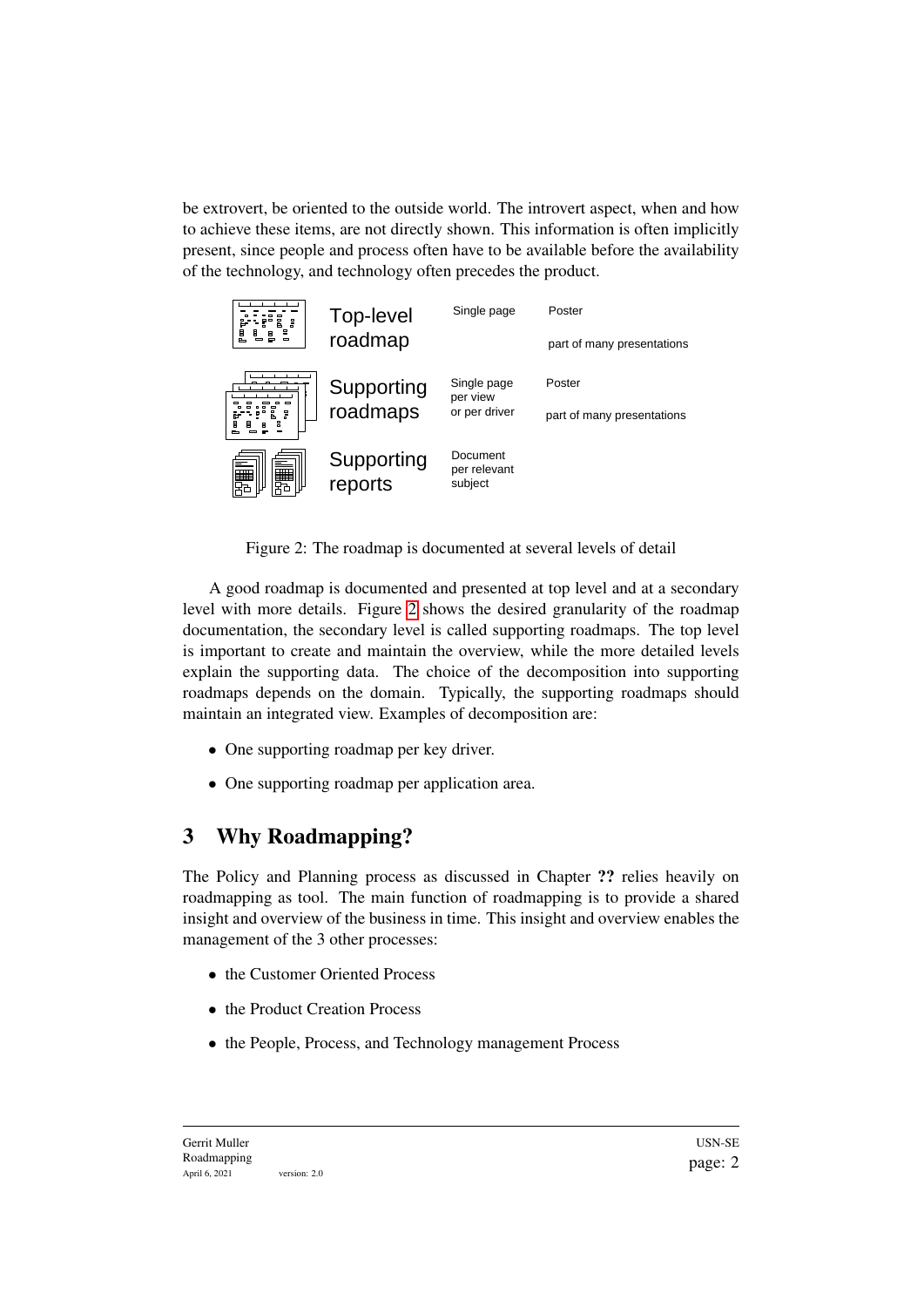be extrovert, be oriented to the outside world. The introvert aspect, when and how to achieve these items, are not directly shown. This information is often implicitly present, since people and process often have to be available before the availability of the technology, and technology often precedes the product.

| | | |
|---|---|---|
| Top-level roadmap | Single page | Poster<br>part of many presentations |
| Supporting roadmaps | Single page per view or per driver | Poster<br>part of many presentations |
| Supporting reports | Document per relevant subject | |

Figure 2: The roadmap is documented at several levels of detail

A good roadmap is documented and presented at top level and at a secondary level with more details. Figure 2 shows the desired granularity of the roadmap documentation, the secondary level is called supporting roadmaps. The top level is important to create and maintain the overview, while the more detailed levels explain the supporting data. The choice of the decomposition into supporting roadmaps depends on the domain. Typically, the supporting roadmaps should maintain an integrated view. Examples of decomposition are:

- One supporting roadmap per key driver.
- One supporting roadmap per application area.

## 3 Why Roadmapping?

The Policy and Planning process as discussed in Chapter **??** relies heavily on roadmapping as tool. The main function of roadmapping is to provide a shared insight and overview of the business in time. This insight and overview enables the management of the 3 other processes:

- the Customer Oriented Process
- the Product Creation Process
- the People, Process, and Technology management Process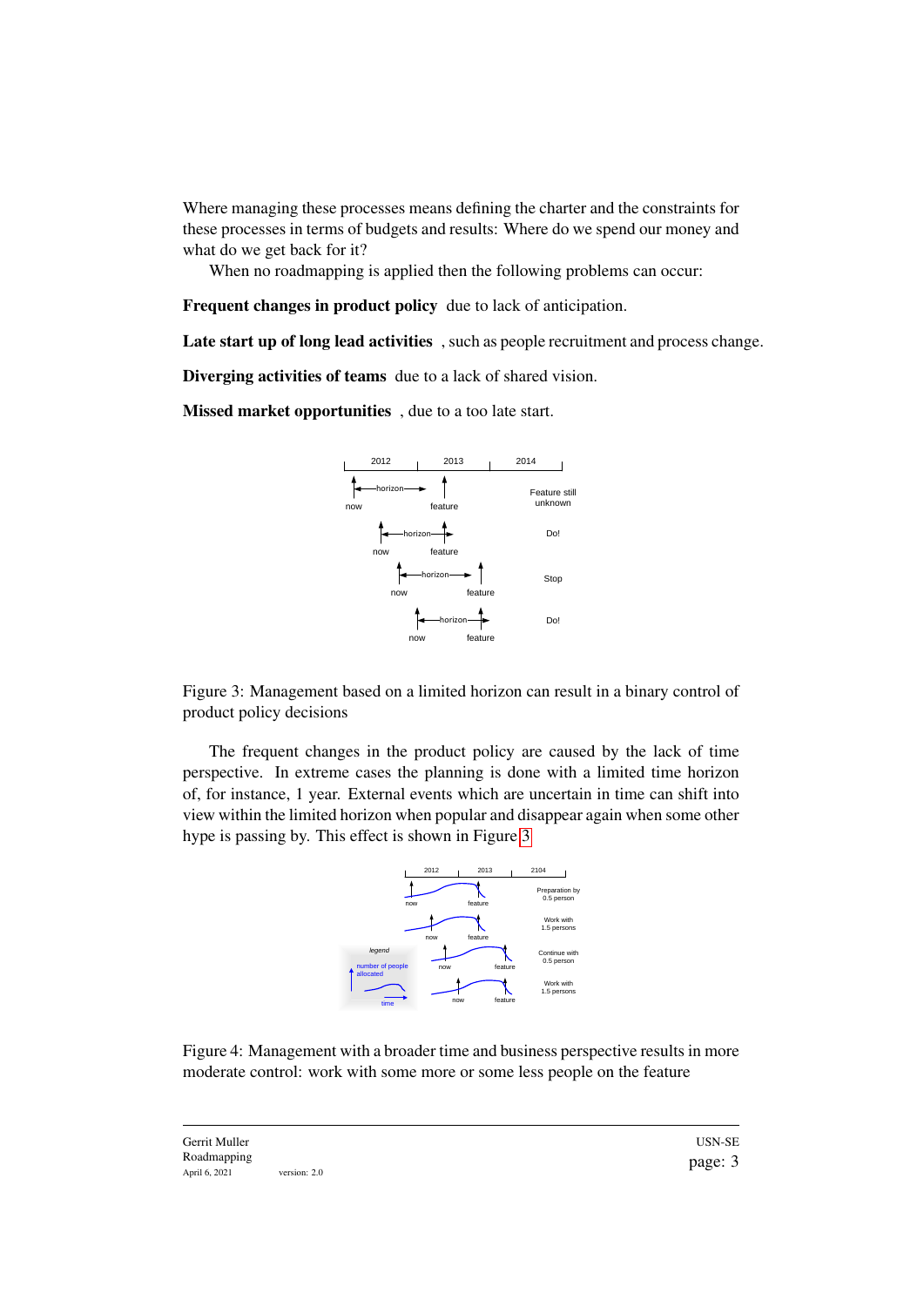Where managing these processes means defining the charter and the constraints for these processes in terms of budgets and results: Where do we spend our money and what do we get back for it?

When no roadmapping is applied then the following problems can occur:

**Frequent changes in product policy** due to lack of anticipation.

**Late start up of long lead activities** , such as people recruitment and process change.

**Diverging activities of teams** due to a lack of shared vision.

**Missed market opportunities** , due to a too late start.

Figure 3: Management based on a limited horizon can result in a binary control of product policy decisions

The frequent changes in the product policy are caused by the lack of time perspective. In extreme cases the planning is done with a limited time horizon of, for instance, 1 year. External events which are uncertain in time can shift into view within the limited horizon when popular and disappear again when some other hype is passing by. This effect is shown in Figure 3

Figure 4: Management with a broader time and business perspective results in more moderate control: work with some more or some less people on the feature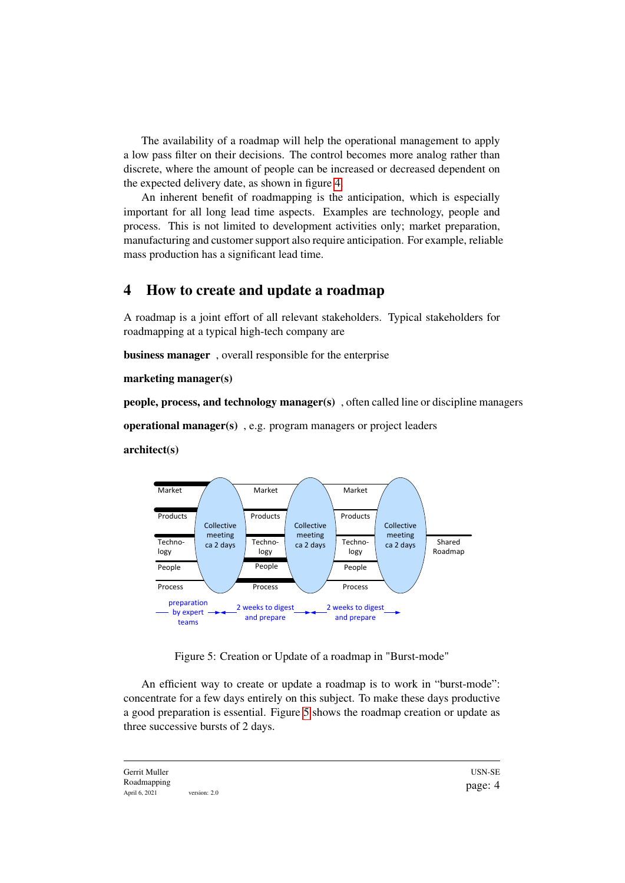The availability of a roadmap will help the operational management to apply a low pass filter on their decisions. The control becomes more analog rather than discrete, where the amount of people can be increased or decreased dependent on the expected delivery date, as shown in figure 4.

An inherent benefit of roadmapping is the anticipation, which is especially important for all long lead time aspects. Examples are technology, people and process. This is not limited to development activities only; market preparation, manufacturing and customer support also require anticipation. For example, reliable mass production has a significant lead time.

# 4 How to create and update a roadmap

A roadmap is a joint effort of all relevant stakeholders. Typical stakeholders for roadmapping at a typical high-tech company are

**business manager** , overall responsible for the enterprise

**marketing manager(s)**

**people, process, and technology manager(s)** , often called line or discipline managers

**operational manager(s)** , e.g. program managers or project leaders

**architect(s)**

Figure 5: Creation or Update of a roadmap in "Burst-mode"

An efficient way to create or update a roadmap is to work in "burst-mode": concentrate for a few days entirely on this subject. To make these days productive a good preparation is essential. Figure 5 shows the roadmap creation or update as three successive bursts of 2 days.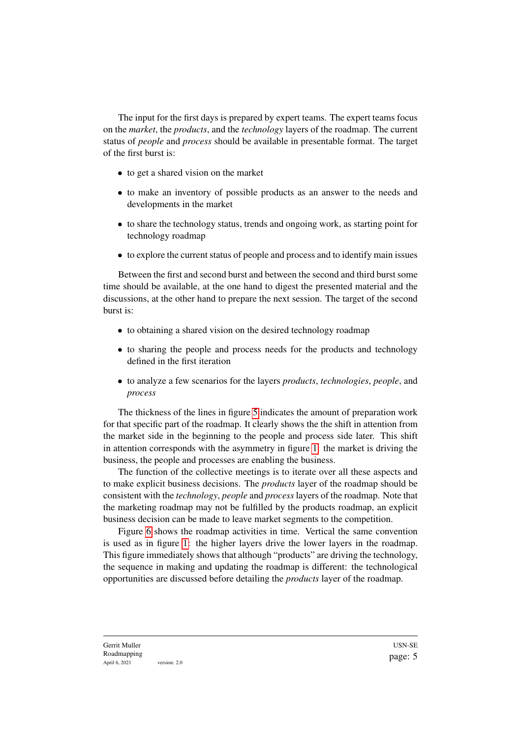The input for the first days is prepared by expert teams. The expert teams focus on the *market*, the *products*, and the *technology* layers of the roadmap. The current status of *people* and *process* should be available in presentable format. The target of the first burst is:

- to get a shared vision on the market
- to make an inventory of possible products as an answer to the needs and developments in the market
- to share the technology status, trends and ongoing work, as starting point for technology roadmap
- to explore the current status of people and process and to identify main issues

Between the first and second burst and between the second and third burst some time should be available, at the one hand to digest the presented material and the discussions, at the other hand to prepare the next session. The target of the second burst is:

- to obtaining a shared vision on the desired technology roadmap
- to sharing the people and process needs for the products and technology defined in the first iteration
- to analyze a few scenarios for the layers *products*, *technologies*, *people*, and *process*

The thickness of the lines in figure 5 indicates the amount of preparation work for that specific part of the roadmap. It clearly shows the the shift in attention from the market side in the beginning to the people and process side later. This shift in attention corresponds with the asymmetry in figure 1: the market is driving the business, the people and processes are enabling the business.

The function of the collective meetings is to iterate over all these aspects and to make explicit business decisions. The *products* layer of the roadmap should be consistent with the *technology*, *people* and *process* layers of the roadmap. Note that the marketing roadmap may not be fulfilled by the products roadmap, an explicit business decision can be made to leave market segments to the competition.

Figure 6 shows the roadmap activities in time. Vertical the same convention is used as in figure 1: the higher layers drive the lower layers in the roadmap. This figure immediately shows that although "products" are driving the technology, the sequence in making and updating the roadmap is different: the technological opportunities are discussed before detailing the *products* layer of the roadmap.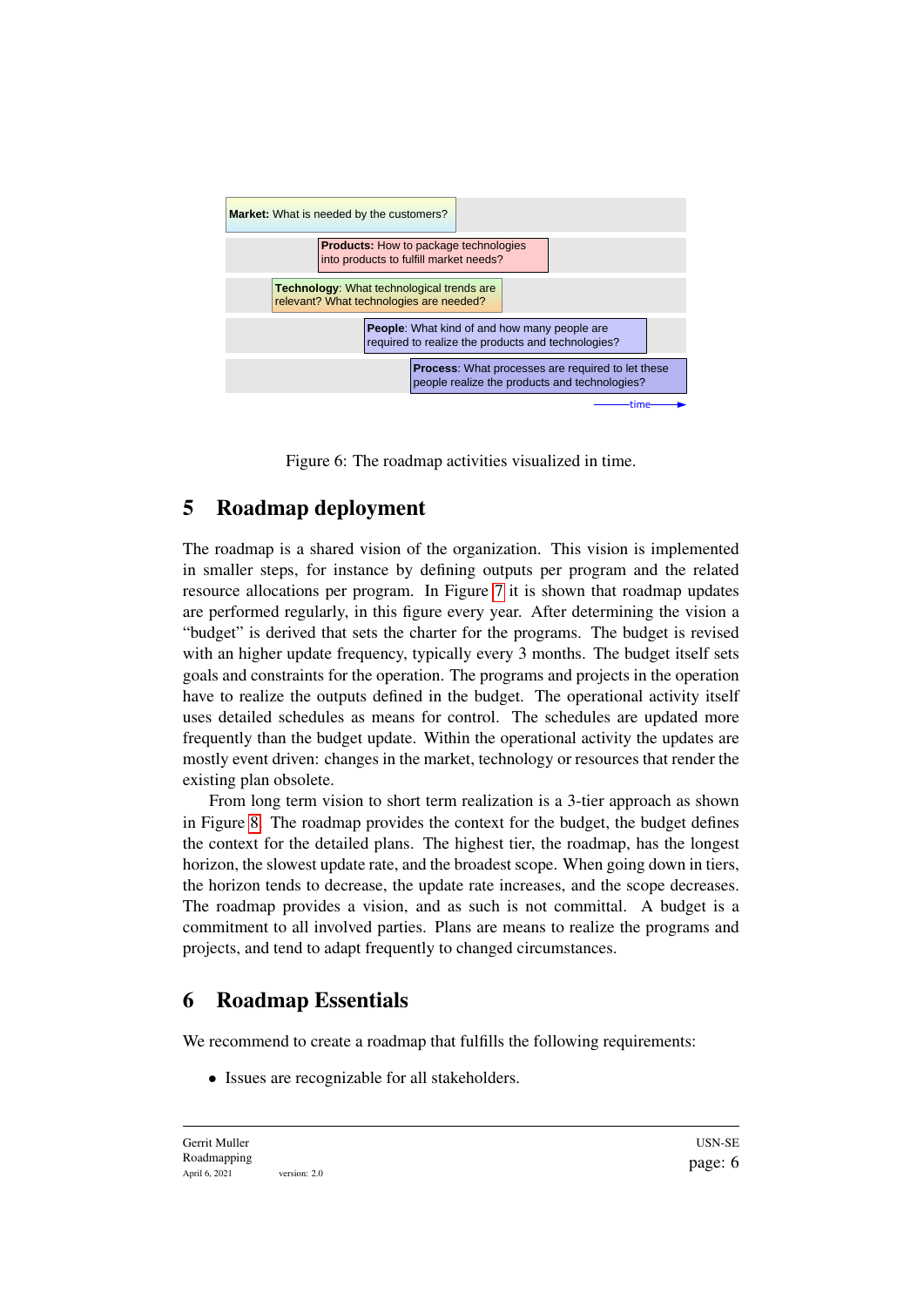**Market:** What is needed by the customers?

**Products:** How to package technologies into products to fulfill market needs?

**Technology**: What technological trends are relevant? What technologies are needed?

**People**: What kind of and how many people are required to realize the products and technologies?

**Process**: What processes are required to let these people realize the products and technologies?

time

Figure 6: The roadmap activities visualized in time.

## 5 Roadmap deployment

The roadmap is a shared vision of the organization. This vision is implemented in smaller steps, for instance by defining outputs per program and the related resource allocations per program. In Figure 7 it is shown that roadmap updates are performed regularly, in this figure every year. After determining the vision a "budget" is derived that sets the charter for the programs. The budget is revised with an higher update frequency, typically every 3 months. The budget itself sets goals and constraints for the operation. The programs and projects in the operation have to realize the outputs defined in the budget. The operational activity itself uses detailed schedules as means for control. The schedules are updated more frequently than the budget update. Within the operational activity the updates are mostly event driven: changes in the market, technology or resources that render the existing plan obsolete.

From long term vision to short term realization is a 3-tier approach as shown in Figure 8. The roadmap provides the context for the budget, the budget defines the context for the detailed plans. The highest tier, the roadmap, has the longest horizon, the slowest update rate, and the broadest scope. When going down in tiers, the horizon tends to decrease, the update rate increases, and the scope decreases. The roadmap provides a vision, and as such is not committal. A budget is a commitment to all involved parties. Plans are means to realize the programs and projects, and tend to adapt frequently to changed circumstances.

## 6 Roadmap Essentials

We recommend to create a roadmap that fulfills the following requirements:

- Issues are recognizable for all stakeholders.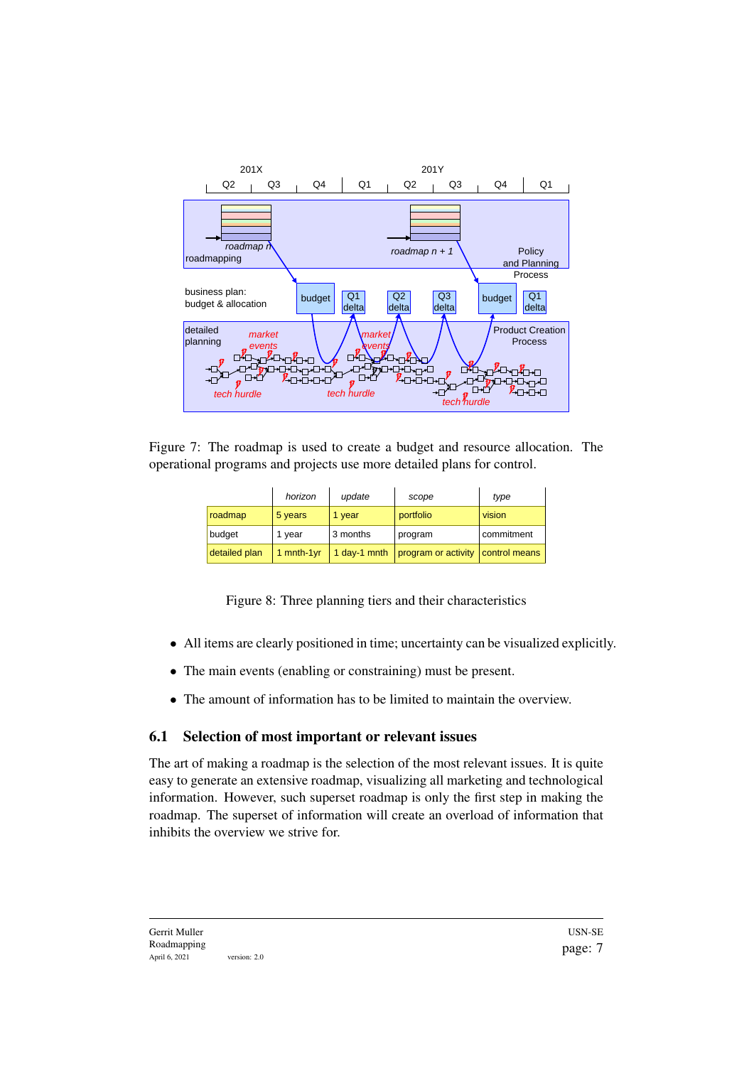Figure 7: The roadmap is used to create a budget and resource allocation. The operational programs and projects use more detailed plans for control.

| | horizon | update | scope | type |
|---|---|---|---|---|
| roadmap | 5 years | 1 year | portfolio | vision |
| budget | 1 year | 3 months | program | commitment |
| detailed plan | 1 mnth-1yr | 1 day-1 mnth | program or activity | control means |

Figure 8: Three planning tiers and their characteristics

- All items are clearly positioned in time; uncertainty can be visualized explicitly.
- The main events (enabling or constraining) must be present.
- The amount of information has to be limited to maintain the overview.

## 6.1 Selection of most important or relevant issues

The art of making a roadmap is the selection of the most relevant issues. It is quite easy to generate an extensive roadmap, visualizing all marketing and technological information. However, such superset roadmap is only the first step in making the roadmap. The superset of information will create an overload of information that inhibits the overview we strive for.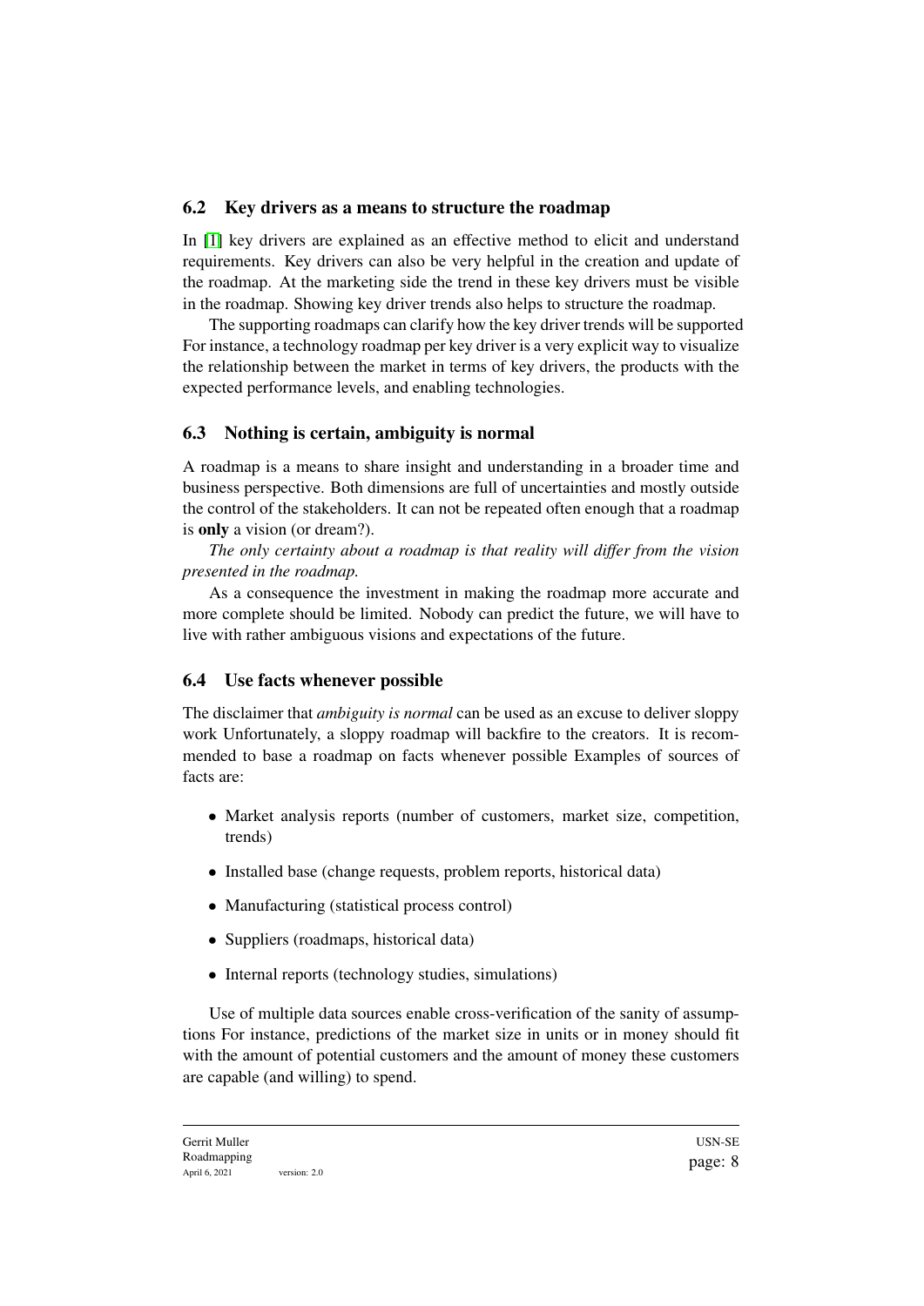## 6.2 Key drivers as a means to structure the roadmap

In [1] key drivers are explained as an effective method to elicit and understand requirements. Key drivers can also be very helpful in the creation and update of the roadmap. At the marketing side the trend in these key drivers must be visible in the roadmap. Showing key driver trends also helps to structure the roadmap.

The supporting roadmaps can clarify how the key driver trends will be supported For instance, a technology roadmap per key driver is a very explicit way to visualize the relationship between the market in terms of key drivers, the products with the expected performance levels, and enabling technologies.

## 6.3 Nothing is certain, ambiguity is normal

A roadmap is a means to share insight and understanding in a broader time and business perspective. Both dimensions are full of uncertainties and mostly outside the control of the stakeholders. It can not be repeated often enough that a roadmap is **only** a vision (or dream?).

*The only certainty about a roadmap is that reality will differ from the vision presented in the roadmap.*

As a consequence the investment in making the roadmap more accurate and more complete should be limited. Nobody can predict the future, we will have to live with rather ambiguous visions and expectations of the future.

## 6.4 Use facts whenever possible

The disclaimer that *ambiguity is normal* can be used as an excuse to deliver sloppy work Unfortunately, a sloppy roadmap will backfire to the creators. It is recommended to base a roadmap on facts whenever possible Examples of sources of facts are:

- Market analysis reports (number of customers, market size, competition, trends)
- Installed base (change requests, problem reports, historical data)
- Manufacturing (statistical process control)
- Suppliers (roadmaps, historical data)
- Internal reports (technology studies, simulations)

Use of multiple data sources enable cross-verification of the sanity of assumptions For instance, predictions of the market size in units or in money should fit with the amount of potential customers and the amount of money these customers are capable (and willing) to spend.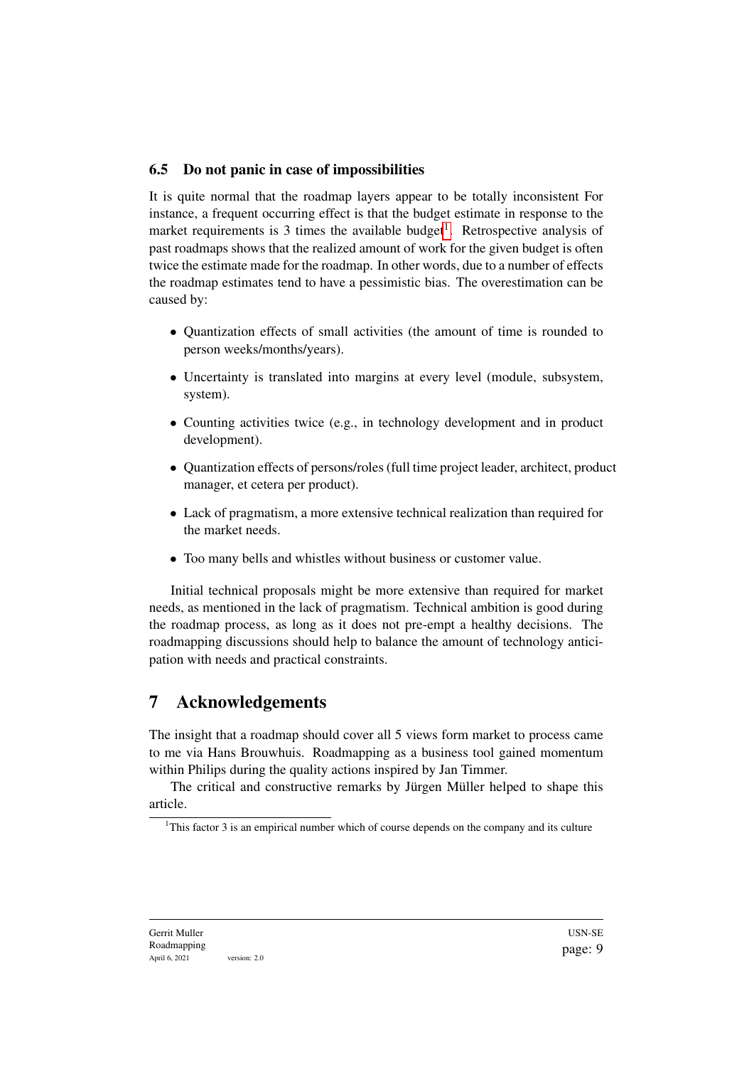### 6.5 Do not panic in case of impossibilities

It is quite normal that the roadmap layers appear to be totally inconsistent For instance, a frequent occurring effect is that the budget estimate in response to the market requirements is 3 times the available budget[1]. Retrospective analysis of past roadmaps shows that the realized amount of work for the given budget is often twice the estimate made for the roadmap. In other words, due to a number of effects the roadmap estimates tend to have a pessimistic bias. The overestimation can be caused by:

- Quantization effects of small activities (the amount of time is rounded to person weeks/months/years).
- Uncertainty is translated into margins at every level (module, subsystem, system).
- Counting activities twice (e.g., in technology development and in product development).
- Quantization effects of persons/roles (full time project leader, architect, product manager, et cetera per product).
- Lack of pragmatism, a more extensive technical realization than required for the market needs.
- Too many bells and whistles without business or customer value.

Initial technical proposals might be more extensive than required for market needs, as mentioned in the lack of pragmatism. Technical ambition is good during the roadmap process, as long as it does not pre-empt a healthy decisions. The roadmapping discussions should help to balance the amount of technology anticipation with needs and practical constraints.

## 7 Acknowledgements

The insight that a roadmap should cover all 5 views form market to process came to me via Hans Brouwhuis. Roadmapping as a business tool gained momentum within Philips during the quality actions inspired by Jan Timmer.

The critical and constructive remarks by Jürgen Müller helped to shape this article.

[1] This factor 3 is an empirical number which of course depends on the company and its culture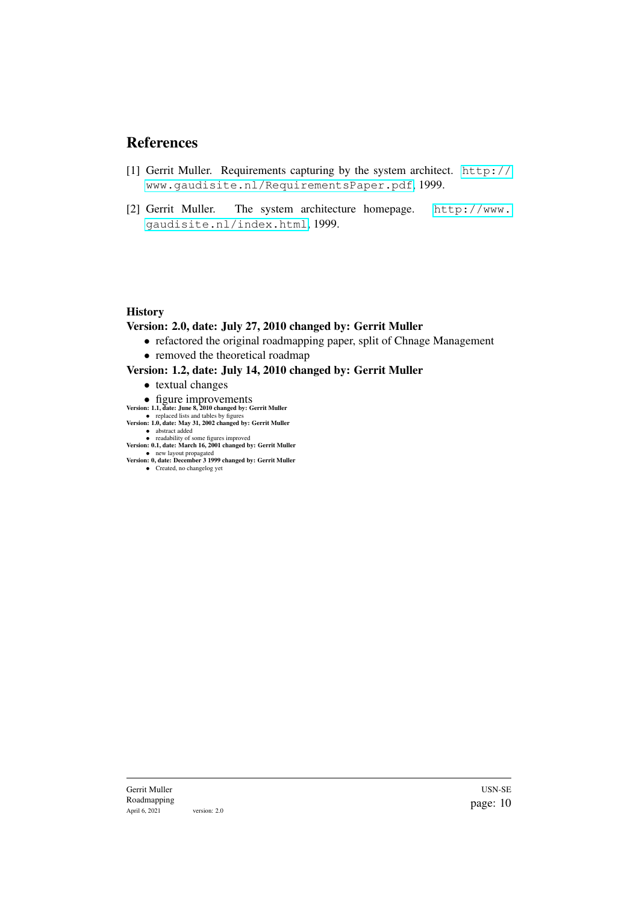## References

[1] Gerrit Muller. Requirements capturing by the system architect. http://www.gaudisite.nl/RequirementsPaper.pdf, 1999.

[2] Gerrit Muller. The system architecture homepage. http://www.gaudisite.nl/index.html, 1999.

**History**

**Version: 2.0, date: July 27, 2010 changed by: Gerrit Muller**

- refactored the original roadmapping paper, split of Chnage Management
- removed the theoretical roadmap

**Version: 1.2, date: July 14, 2010 changed by: Gerrit Muller**

- textual changes
- figure improvements

**Version: 1.1, date: June 8, 2010 changed by: Gerrit Muller**

- replaced lists and tables by figures

**Version: 1.0, date: May 31, 2002 changed by: Gerrit Muller**

- abstract added
- readability of some figures improved

**Version: 0.1, date: March 16, 2001 changed by: Gerrit Muller**

- new layout propagated

**Version: 0, date: December 3 1999 changed by: Gerrit Muller**

- Created, no changelog yet